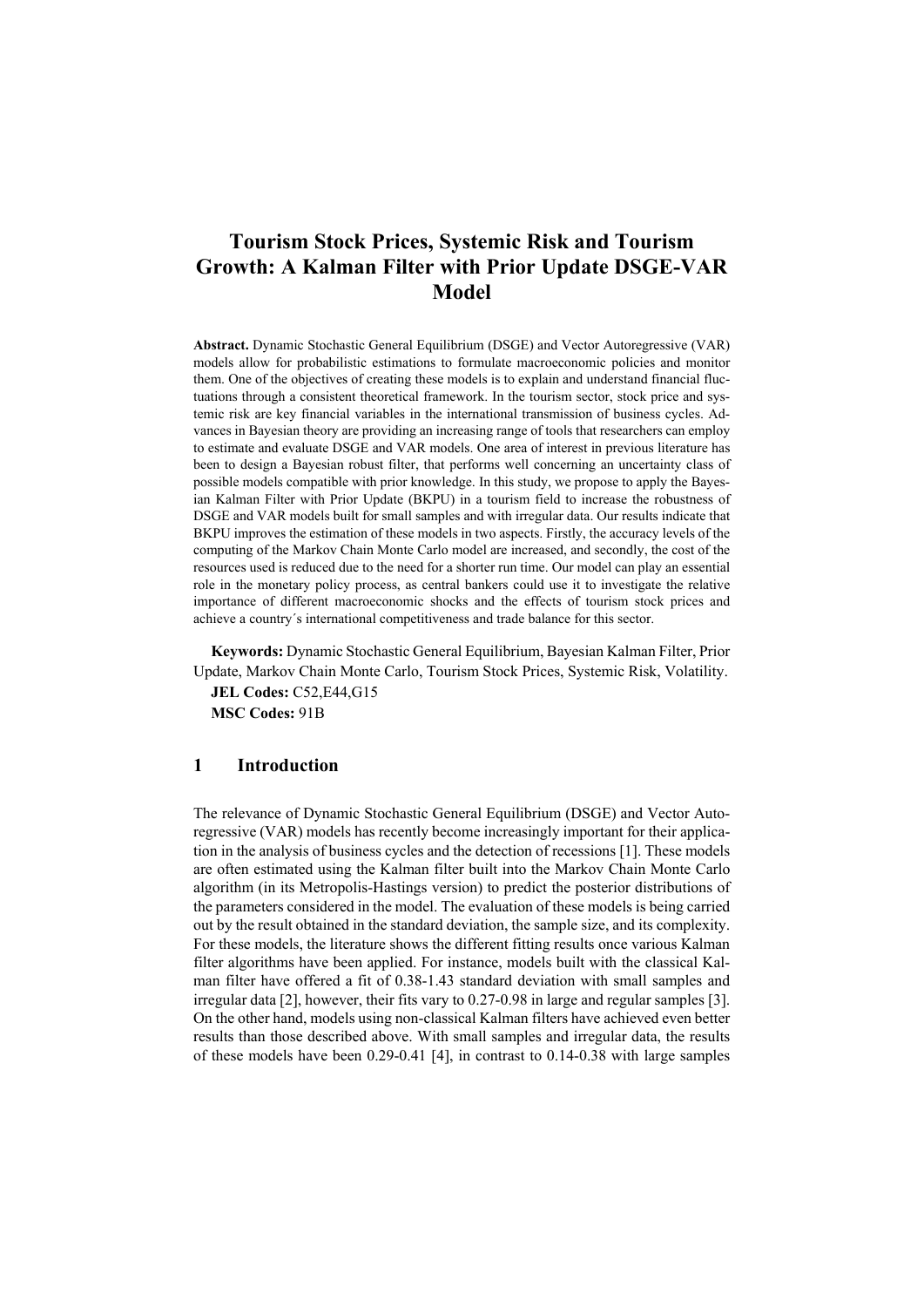# Tourism Stock Prices, Systemic Risk and Tourism Growth: A Kalman Filter with Prior Update DSGE-VAR Model

**Abstract.** Dynamic Stochastic General Equilibrium (DSGE) and Vector Autoregressive (VAR) models allow for probabilistic estimations to formulate macroeconomic policies and monitor them. One of the objectives of creating these models is to explain and understand financial fluctuations through a consistent theoretical framework. In the tourism sector, stock price and systemic risk are key financial variables in the international transmission of business cycles. Advances in Bayesian theory are providing an increasing range of tools that researchers can employ to estimate and evaluate DSGE and VAR models. One area of interest in previous literature has been to design a Bayesian robust filter, that performs well concerning an uncertainty class of possible models compatible with prior knowledge. In this study, we propose to apply the Bayesian Kalman Filter with Prior Update (BKPU) in a tourism field to increase the robustness of DSGE and VAR models built for small samples and with irregular data. Our results indicate that BKPU improves the estimation of these models in two aspects. Firstly, the accuracy levels of the computing of the Markov Chain Monte Carlo model are increased, and secondly, the cost of the resources used is reduced due to the need for a shorter run time. Our model can play an essential role in the monetary policy process, as central bankers could use it to investigate the relative importance of different macroeconomic shocks and the effects of tourism stock prices and achieve a country´s international competitiveness and trade balance for this sector.

**Keywords:** Dynamic Stochastic General Equilibrium, Bayesian Kalman Filter, Prior Update, Markov Chain Monte Carlo, Tourism Stock Prices, Systemic Risk, Volatility.

**JEL Codes:** C52,E44,G15

**MSC Codes:** 91B

## 1 Introduction

The relevance of Dynamic Stochastic General Equilibrium (DSGE) and Vector Autoregressive (VAR) models has recently become increasingly important for their application in the analysis of business cycles and the detection of recessions [1]. These models are often estimated using the Kalman filter built into the Markov Chain Monte Carlo algorithm (in its Metropolis-Hastings version) to predict the posterior distributions of the parameters considered in the model. The evaluation of these models is being carried out by the result obtained in the standard deviation, the sample size, and its complexity. For these models, the literature shows the different fitting results once various Kalman filter algorithms have been applied. For instance, models built with the classical Kalman filter have offered a fit of 0.38-1.43 standard deviation with small samples and irregular data [2], however, their fits vary to 0.27-0.98 in large and regular samples [3]. On the other hand, models using non-classical Kalman filters have achieved even better results than those described above. With small samples and irregular data, the results of these models have been 0.29-0.41 [4], in contrast to 0.14-0.38 with large samples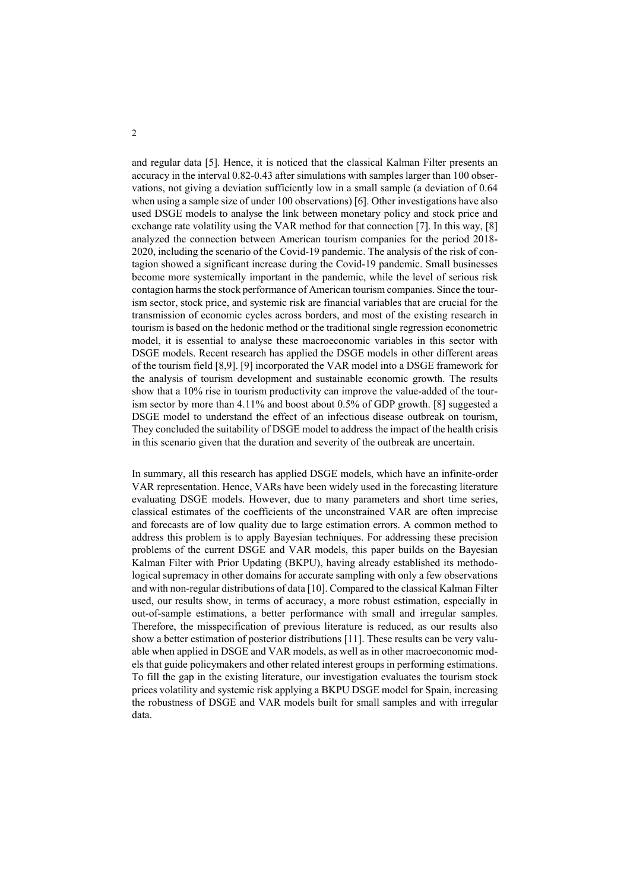and regular data [5]. Hence, it is noticed that the classical Kalman Filter presents an accuracy in the interval 0.82-0.43 after simulations with samples larger than 100 observations, not giving a deviation sufficiently low in a small sample (a deviation of 0.64 when using a sample size of under 100 observations) [6]. Other investigations have also used DSGE models to analyse the link between monetary policy and stock price and exchange rate volatility using the VAR method for that connection [7]. In this way, [8] analyzed the connection between American tourism companies for the period 2018-2020, including the scenario of the Covid-19 pandemic. The analysis of the risk of contagion showed a significant increase during the Covid-19 pandemic. Small businesses become more systemically important in the pandemic, while the level of serious risk contagion harms the stock performance of American tourism companies. Since the tourism sector, stock price, and systemic risk are financial variables that are crucial for the transmission of economic cycles across borders, and most of the existing research in tourism is based on the hedonic method or the traditional single regression econometric model, it is essential to analyse these macroeconomic variables in this sector with DSGE models. Recent research has applied the DSGE models in other different areas of the tourism field [8,9]. [9] incorporated the VAR model into a DSGE framework for the analysis of tourism development and sustainable economic growth. The results show that a 10% rise in tourism productivity can improve the value-added of the tourism sector by more than 4.11% and boost about 0.5% of GDP growth. [8] suggested a DSGE model to understand the effect of an infectious disease outbreak on tourism, They concluded the suitability of DSGE model to address the impact of the health crisis in this scenario given that the duration and severity of the outbreak are uncertain.

In summary, all this research has applied DSGE models, which have an infinite-order VAR representation. Hence, VARs have been widely used in the forecasting literature evaluating DSGE models. However, due to many parameters and short time series, classical estimates of the coefficients of the unconstrained VAR are often imprecise and forecasts are of low quality due to large estimation errors. A common method to address this problem is to apply Bayesian techniques. For addressing these precision problems of the current DSGE and VAR models, this paper builds on the Bayesian Kalman Filter with Prior Updating (BKPU), having already established its methodological supremacy in other domains for accurate sampling with only a few observations and with non-regular distributions of data [10]. Compared to the classical Kalman Filter used, our results show, in terms of accuracy, a more robust estimation, especially in out-of-sample estimations, a better performance with small and irregular samples. Therefore, the misspecification of previous literature is reduced, as our results also show a better estimation of posterior distributions [11]. These results can be very valuable when applied in DSGE and VAR models, as well as in other macroeconomic models that guide policymakers and other related interest groups in performing estimations. To fill the gap in the existing literature, our investigation evaluates the tourism stock prices volatility and systemic risk applying a BKPU DSGE model for Spain, increasing the robustness of DSGE and VAR models built for small samples and with irregular data.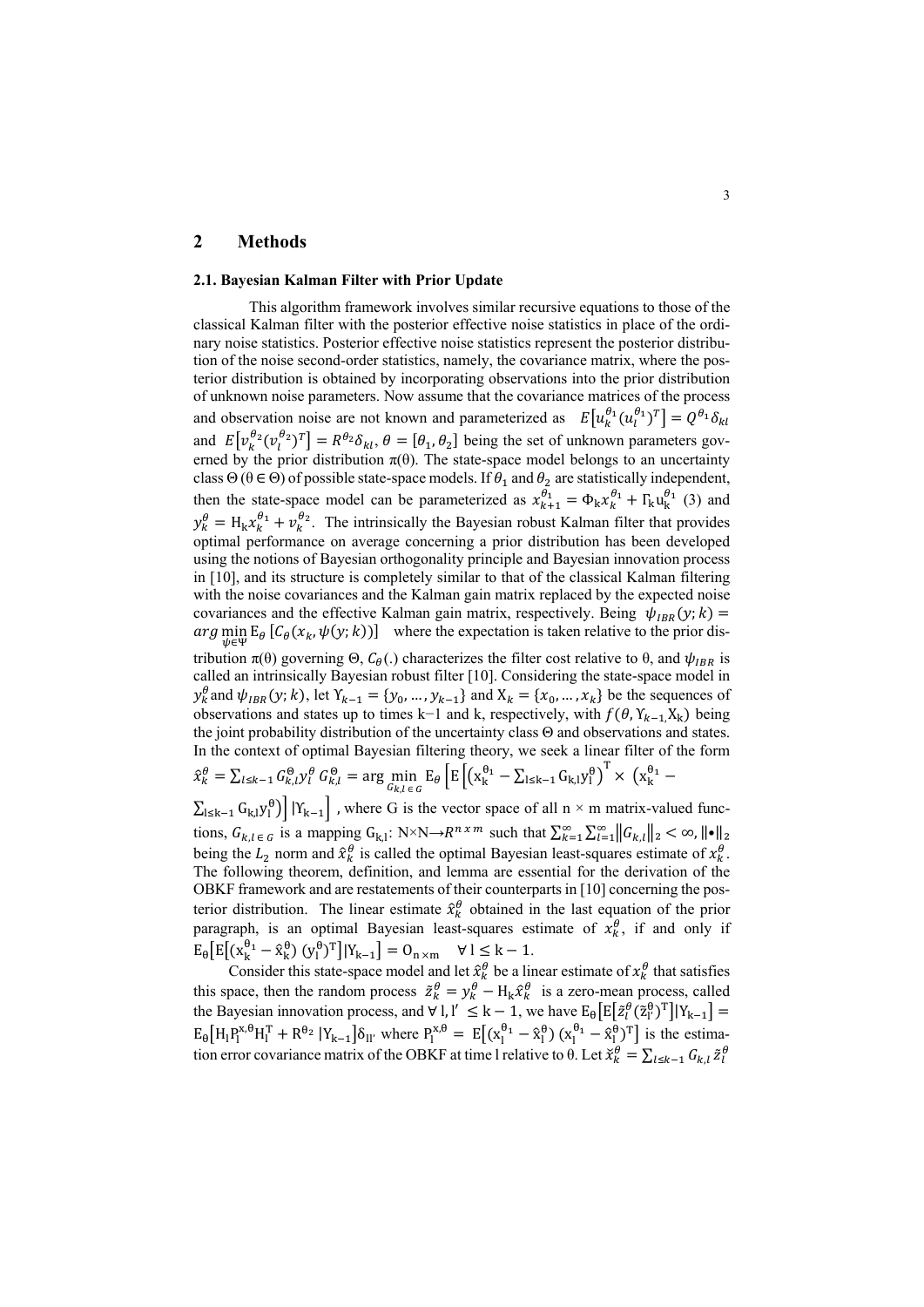## 2 Methods

### 2.1. Bayesian Kalman Filter with Prior Update

This algorithm framework involves similar recursive equations to those of the classical Kalman filter with the posterior effective noise statistics in place of the ordinary noise statistics. Posterior effective noise statistics represent the posterior distribution of the noise second-order statistics, namely, the covariance matrix, where the posterior distribution is obtained by incorporating observations into the prior distribution of unknown noise parameters. Now assume that the covariance matrices of the process and observation noise are not known and parameterized as $E\left[u_k^{\theta_1}(u_l^{\theta_1})^T\right] = Q^{\theta_1}\delta_{kl}$ and $E\left[v_k^{\theta_2}(v_l^{\theta_2})^T\right] = R^{\theta_2}\delta_{kl}$, $\theta = [\theta_1, \theta_2]$ being the set of unknown parameters governed by the prior distribution $\pi(\theta)$. The state-space model belongs to an uncertainty class $\Theta$ ($\theta \in \Theta$) of possible state-space models. If $\theta_1$ and $\theta_2$ are statistically independent, then the state-space model can be parameterized as $x_{k+1}^{\theta_1} = \Phi_k x_k^{\theta_1} + \Gamma_k u_k^{\theta_1}$ (3) and $y_k^{\theta} = H_k x_k^{\theta_1} + v_k^{\theta_2}$. The intrinsically the Bayesian robust Kalman filter that provides optimal performance on average concerning a prior distribution has been developed using the notions of Bayesian orthogonality principle and Bayesian innovation process in [10], and its structure is completely similar to that of the classical Kalman filtering with the noise covariances and the Kalman gain matrix replaced by the expected noise covariances and the effective Kalman gain matrix, respectively. Being $\psi_{IBR}(y;k) = arg \min_{\psi \in \Psi} E_\theta\left[C_\theta(x_k, \psi(y;k))\right]$ where the expectation is taken relative to the prior distribution $\pi(\theta)$ governing $\Theta$, $C_\theta(.)$ characterizes the filter cost relative to $\theta$, and $\psi_{IBR}$ is called an intrinsically Bayesian robust filter [10]. Considering the state-space model in $y_k^{\theta}$ and $\psi_{IBR}(y;k)$, let $Y_{k-1} = \{y_0, \ldots, y_{k-1}\}$ and $X_k = \{x_0, \ldots, x_k\}$ be the sequences of observations and states up to times k−1 and k, respectively, with $f(\theta, Y_{k-1}, X_k)$ being the joint probability distribution of the uncertainty class $\Theta$ and observations and states. In the context of optimal Bayesian filtering theory, we seek a linear filter of the form $\hat{x}_k^{\theta} = \sum_{l \le k-1} G_{k,l}^{\Theta} y_l^{\theta}$ $G_{k,l}^{\Theta} = \arg \min_{G_{k,l} \in G} E_\theta\left[E\left[\left(x_k^{\theta_1} - \sum_{l \le k-1} G_{k,l} y_l^{\theta}\right)^T \times \left(x_k^{\theta_1} - \sum_{l \le k-1} G_{k,l} y_l^{\theta}\right)\right] | Y_{k-1}\right]$, where G is the vector space of all n × m matrix-valued functions, $G_{k,l \in G}$ is a mapping $G_{k,l}$: N×N→$R^{n\,x\,m}$ such that $\sum_{k=1}^{\infty}\sum_{l=1}^{\infty}\|G_{k,l}\|_2 < \infty$, $\|\bullet\|_2$ being the $L_2$ norm and $\hat{x}_k^{\theta}$ is called the optimal Bayesian least-squares estimate of $x_k^{\theta}$. The following theorem, definition, and lemma are essential for the derivation of the OBKF framework and are restatements of their counterparts in [10] concerning the posterior distribution. The linear estimate $\hat{x}_k^{\theta}$ obtained in the last equation of the prior paragraph, is an optimal Bayesian least-squares estimate of $x_k^{\theta}$, if and only if $E_\theta\left[E\left[(x_k^{\theta_1} - \hat{x}_k^{\theta})\,(y_l^{\theta})^T\right] | Y_{k-1}\right] = 0_{n \times m} \quad \forall\, l \le k-1$.

Consider this state-space model and let $\hat{x}_k^{\theta}$ be a linear estimate of $x_k^{\theta}$ that satisfies this space, then the random process $\tilde{z}_k^{\theta} = y_k^{\theta} - H_k \hat{x}_k^{\theta}$ is a zero-mean process, called the Bayesian innovation process, and $\forall\, l, l' \le k-1$, we have $E_\theta\left[E\left[\tilde{z}_l^{\theta}(\tilde{z}_{l'}^{\theta})^T\right] | Y_{k-1}\right] = E_\theta\left[H_l P_l^{x,\theta} H_l^T + R^{\theta_2}\, | Y_{k-1}\right]\delta_{ll'}$ where $P_l^{x,\theta} = E\left[(x_l^{\theta_1} - \hat{x}_l^{\theta})\,(x_l^{\theta_1} - \hat{x}_l^{\theta})^T\right]$ is the estimation error covariance matrix of the OBKF at time l relative to $\theta$. Let $\check{x}_k^{\theta} = \sum_{l \le k-1} G_{k,l}\, \tilde{z}_l^{\theta}$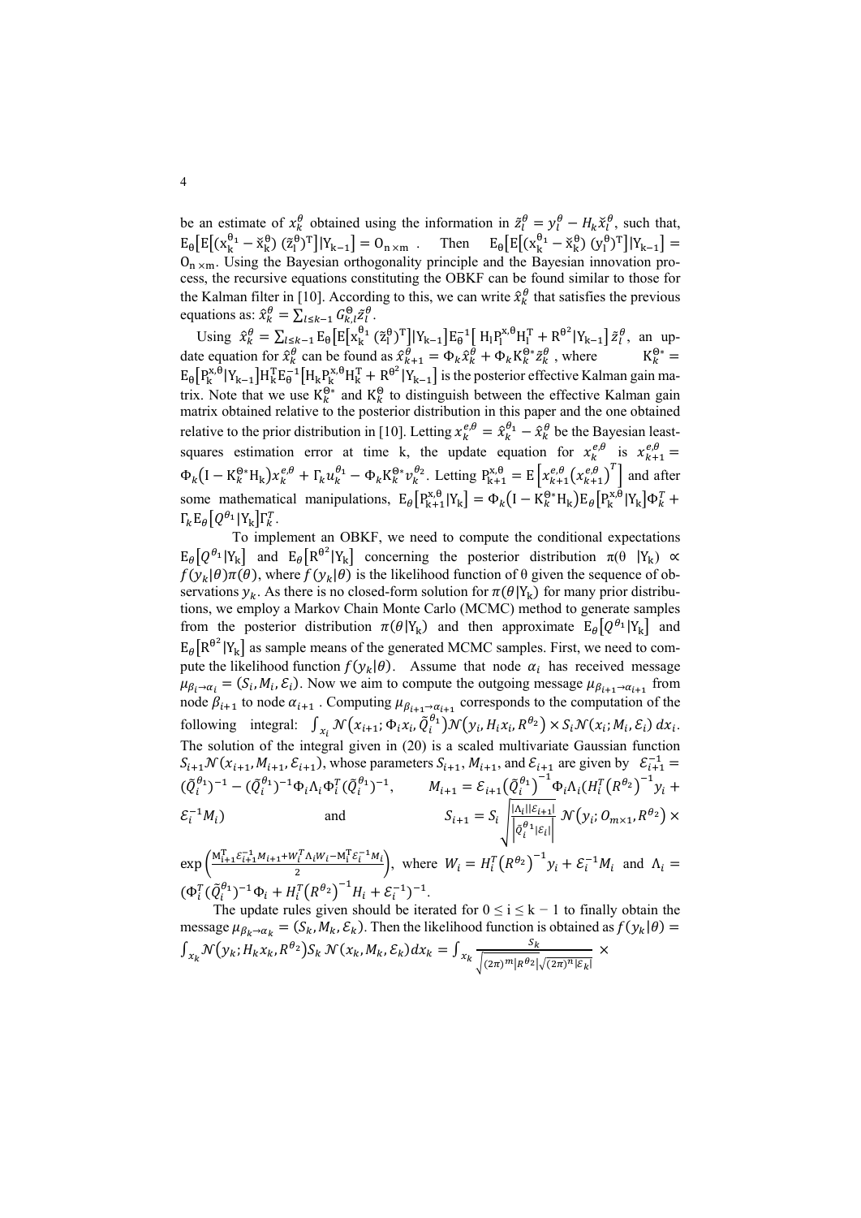be an estimate of $x_k^\theta$ obtained using the information in $\tilde{z}_l^\theta = y_l^\theta - H_k\check{x}_l^\theta$, such that, $\mathrm{E}_\theta\left[\mathrm{E}\left[(\mathrm{x}_\mathrm{k}^{\theta_1} - \check{\mathrm{x}}_\mathrm{k}^\theta)\,(\tilde{\mathrm{z}}_\mathrm{l}^\theta)^\mathrm{T}\right]|\mathrm{Y}_{\mathrm{k}-1}\right] = \mathrm{O}_{\mathrm{n}\times\mathrm{m}}$. Then $\mathrm{E}_\theta\left[\mathrm{E}\left[(\mathrm{x}_\mathrm{k}^{\theta_1} - \check{\mathrm{x}}_\mathrm{k}^\theta)\,(\mathrm{y}_\mathrm{l}^\theta)^\mathrm{T}\right]|\mathrm{Y}_{\mathrm{k}-1}\right] = \mathrm{O}_{\mathrm{n}\times\mathrm{m}}$. Using the Bayesian orthogonality principle and the Bayesian innovation process, the recursive equations constituting the OBKF can be found similar to those for the Kalman filter in [10]. According to this, we can write $\hat{x}_k^\theta$ that satisfies the previous equations as: $\hat{x}_k^\theta = \sum_{l\le k-1} G_{k,l}^\Theta \tilde{z}_l^\theta$.

Using $\hat{x}_k^\theta = \sum_{l\le k-1} \mathrm{E}_\theta\left[\mathrm{E}\left[\mathrm{x}_\mathrm{k}^{\theta_1}\,(\tilde{\mathrm{z}}_\mathrm{l}^\theta)^\mathrm{T}\right]|\mathrm{Y}_{\mathrm{k}-1}\right]\mathrm{E}_\theta^{-1}\left[\,\mathrm{H}_\mathrm{l}\mathrm{P}_\mathrm{l}^{\mathrm{x},\theta}\mathrm{H}_\mathrm{l}^\mathrm{T} + \mathrm{R}^{\theta^2}|\mathrm{Y}_{\mathrm{k}-1}\right]\tilde{z}_l^\theta$, an update equation for $\hat{x}_k^\theta$ can be found as $\hat{x}_{k+1}^\theta = \Phi_k\hat{x}_k^\theta + \Phi_k \mathrm{K}_k^{\Theta*}\tilde{z}_k^\theta$, where $\mathrm{K}_k^{\Theta*} = \mathrm{E}_\theta\left[\mathrm{P}_\mathrm{k}^{\mathrm{x},\theta}|\mathrm{Y}_{\mathrm{k}-1}\right]\mathrm{H}_\mathrm{k}^\mathrm{T}\mathrm{E}_\theta^{-1}\left[\mathrm{H}_\mathrm{k}\mathrm{P}_\mathrm{k}^{\mathrm{x},\theta}\mathrm{H}_\mathrm{k}^\mathrm{T} + \mathrm{R}^{\theta^2}|\mathrm{Y}_{\mathrm{k}-1}\right]$ is the posterior effective Kalman gain matrix. Note that we use $\mathrm{K}_k^{\Theta*}$ and $\mathrm{K}_k^{\Theta}$ to distinguish between the effective Kalman gain matrix obtained relative to the posterior distribution in this paper and the one obtained relative to the prior distribution in [10]. Letting $x_k^{e,\theta} = \hat{x}_k^{\theta_1} - \hat{x}_k^\theta$ be the Bayesian least-squares estimation error at time k, the update equation for $x_k^{e,\theta}$ is $x_{k+1}^{e,\theta} = \Phi_k\left(\mathrm{I} - \mathrm{K}_k^{\Theta*}\mathrm{H}_\mathrm{k}\right)x_k^{e,\theta} + \Gamma_k u_k^{\theta_1} - \Phi_k\mathrm{K}_k^{\Theta*}v_k^{\theta_2}$. Letting $\mathrm{P}_{\mathrm{k}+1}^{\mathrm{x},\theta} = \mathrm{E}\left[x_{k+1}^{e,\theta}\left(x_{k+1}^{e,\theta}\right)^T\right]$ and after some mathematical manipulations, $\mathrm{E}_\theta\left[\mathrm{P}_{\mathrm{k}+1}^{\mathrm{x},\theta}|\mathrm{Y}_\mathrm{k}\right] = \Phi_k\left(\mathrm{I} - \mathrm{K}_k^{\Theta*}\mathrm{H}_\mathrm{k}\right)\mathrm{E}_\theta\left[\mathrm{P}_\mathrm{k}^{\mathrm{x},\theta}|\mathrm{Y}_\mathrm{k}\right]\Phi_k^T + \Gamma_k\mathrm{E}_\theta\left[Q^{\theta_1}|\mathrm{Y}_\mathrm{k}\right]\Gamma_k^T$.

To implement an OBKF, we need to compute the conditional expectations $\mathrm{E}_\theta\left[Q^{\theta_1}|\mathrm{Y}_\mathrm{k}\right]$ and $\mathrm{E}_\theta\left[\mathrm{R}^{\theta^2}|\mathrm{Y}_\mathrm{k}\right]$ concerning the posterior distribution $\pi(\theta\ |\mathrm{Y}_\mathrm{k}) \propto f(y_k|\theta)\pi(\theta)$, where $f(y_k|\theta)$ is the likelihood function of θ given the sequence of observations $y_k$. As there is no closed-form solution for $\pi(\theta|\mathrm{Y}_\mathrm{k})$ for many prior distributions, we employ a Markov Chain Monte Carlo (MCMC) method to generate samples from the posterior distribution $\pi(\theta|\mathrm{Y}_\mathrm{k})$ and then approximate $\mathrm{E}_\theta\left[Q^{\theta_1}|\mathrm{Y}_\mathrm{k}\right]$ and $\mathrm{E}_\theta\left[\mathrm{R}^{\theta^2}|\mathrm{Y}_\mathrm{k}\right]$ as sample means of the generated MCMC samples. First, we need to compute the likelihood function $f(y_k|\theta)$. Assume that node $\alpha_i$ has received message $\mu_{\beta_i\to\alpha_i} = (S_i, M_i, \mathcal{E}_i)$. Now we aim to compute the outgoing message $\mu_{\beta_{i+1}\to\alpha_{i+1}}$ from node $\beta_{i+1}$ to node $\alpha_{i+1}$. Computing $\mu_{\beta_{i+1}\to\alpha_{i+1}}$ corresponds to the computation of the following integral: $\int_{x_i}\mathcal{N}\left(x_{i+1};\Phi_i x_i,\tilde{Q}_i^{\theta_1}\right)\mathcal{N}\left(y_i,H_i x_i,R^{\theta_2}\right)\times S_i\mathcal{N}(x_i;M_i,\mathcal{E}_i)\,dx_i$. The solution of the integral given in (20) is a scaled multivariate Gaussian function $S_{i+1}\mathcal{N}(x_{i+1},M_{i+1},\mathcal{E}_{i+1})$, whose parameters $S_{i+1}$, $M_{i+1}$, and $\mathcal{E}_{i+1}$ are given by $\mathcal{E}_{i+1}^{-1} = (\tilde{Q}_i^{\theta_1})^{-1} - (\tilde{Q}_i^{\theta_1})^{-1}\Phi_i\Lambda_i\Phi_i^T(\tilde{Q}_i^{\theta_1})^{-1}$, $M_{i+1} = \mathcal{E}_{i+1}\left(\tilde{Q}_i^{\theta_1}\right)^{-1}\Phi_i\Lambda_i(H_i^T\left(R^{\theta_2}\right)^{-1}y_i + \mathcal{E}_i^{-1}M_i)$ and $S_{i+1} = S_i\sqrt{\frac{|\Lambda_i||\mathcal{E}_{i+1}|}{\left|\tilde{Q}_i^{\theta_1}|\mathcal{E}_i|\right|}}\,\mathcal{N}\left(y_i;O_{m\times 1},R^{\theta_2}\right)\times \exp\left(\frac{\mathrm{M}_{\mathrm{i}+1}^\mathrm{T}\mathcal{E}_{i+1}^{-1}M_{i+1} + W_i^T\Lambda_i W_i - \mathrm{M}_\mathrm{i}^\mathrm{T}\mathcal{E}_i^{-1}M_i}{2}\right)$, where $W_i = H_i^T\left(R^{\theta_2}\right)^{-1}y_i + \mathcal{E}_i^{-1}M_i$ and $\Lambda_i = (\Phi_i^T(\tilde{Q}_i^{\theta_1})^{-1}\Phi_i + H_i^T\left(R^{\theta_2}\right)^{-1}H_i + \mathcal{E}_i^{-1})^{-1}$.

The update rules given should be iterated for $0 \le \mathrm{i} \le \mathrm{k} - 1$ to finally obtain the message $\mu_{\beta_k\to\alpha_k} = (S_k, M_k, \mathcal{E}_k)$. Then the likelihood function is obtained as $f(y_k|\theta) = \int_{x_k}\mathcal{N}\left(y_k;H_k x_k,R^{\theta_2}\right)S_k\,\mathcal{N}(x_k,M_k,\mathcal{E}_k)dx_k = \int_{x_k}\frac{S_k}{\sqrt{(2\pi)^m|R^{\theta_2}|}\sqrt{(2\pi)^n|\mathcal{E}_k|}}\times$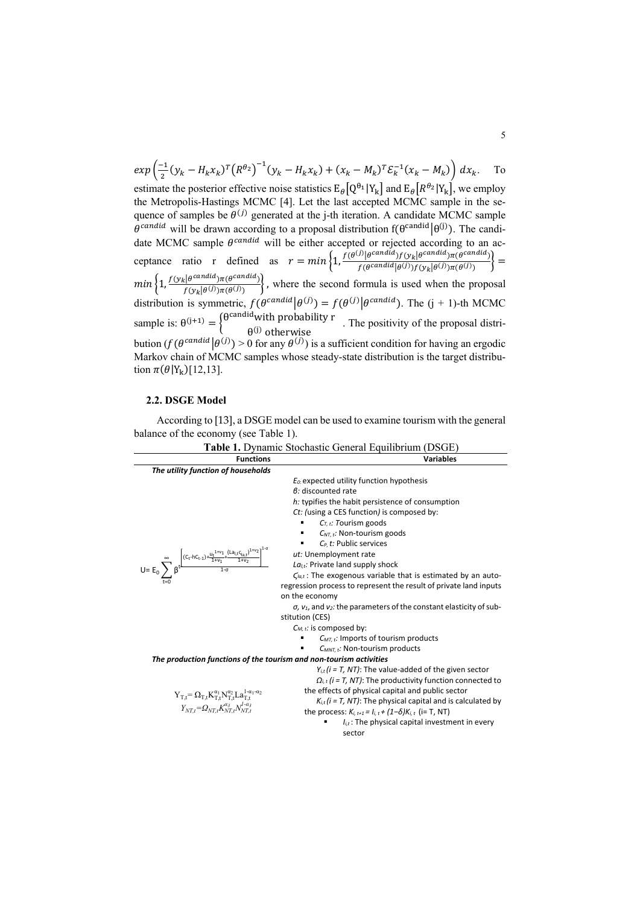$exp\left(\frac{-1}{2}(y_k - H_k x_k)^T (R^{\theta_2})^{-1}(y_k - H_k x_k) + (x_k - M_k)^T \mathcal{E}_k^{-1}(x_k - M_k)\right) dx_k$. To estimate the posterior effective noise statistics $E_\theta[Q^{\theta_1}|Y_k]$ and $E_\theta[R^{\theta_2}|Y_k]$, we employ the Metropolis-Hastings MCMC [4]. Let the last accepted MCMC sample in the sequence of samples be $\theta^{(j)}$ generated at the j-th iteration. A candidate MCMC sample $\theta^{candid}$ will be drawn according to a proposal distribution $f(\theta^{candid}|\theta^{(j)})$. The candidate MCMC sample $\theta^{candid}$ will be either accepted or rejected according to an acceptance ratio r defined as $r = min\left\{1, \frac{f(\theta^{(j)}|\theta^{candid}) f(y_k|\theta^{candid})\pi(\theta^{candid})}{f(\theta^{candid}|\theta^{(j)}) f(y_k|\theta^{(j)})\pi(\theta^{(j)})}\right\} = min\left\{1, \frac{f(y_k|\theta^{candid})\pi(\theta^{candid})}{f(y_k|\theta^{(j)})\pi(\theta^{(j)})}\right\}$, where the second formula is used when the proposal distribution is symmetric, $f(\theta^{candid}|\theta^{(j)}) = f(\theta^{(j)}|\theta^{candid})$. The (j + 1)-th MCMC sample is: $\theta^{(j+1)} = \begin{cases} \theta^{candid} \text{with probability r} \\ \theta^{(j)} \text{ otherwise} \end{cases}$. The positivity of the proposal distribution ($f(\theta^{candid}|\theta^{(j)}) > 0$ for any $\theta^{(j)}$) is a sufficient condition for having an ergodic Markov chain of MCMC samples whose steady-state distribution is the target distribution $\pi(\theta|Y_k)$[12,13].

## 2.2. DSGE Model

According to [13], a DSGE model can be used to examine tourism with the general balance of the economy (see Table 1).

**Table 1.** Dynamic Stochastic General Equilibrium (DSGE)

| Functions | Variables |
|---|---|
| ***The utility function of households*** | |
| $U = E_0 \sum_{t=0}^{\infty} \beta^t \frac{\left[(C_t - hC_{t-1}) + \frac{u_t^{1+v_1}}{1+v_1} + \frac{(La_{i,t}\varsigma_{la,t})^{1+v_2}}{1+v_2}\right]^{1-\sigma}}{1-\sigma}$ | *$E_0$: expected utility function hypothesis*<br>*β: discounted rate*<br>*h: typifies the habit persistence of consumption*<br>*Ct: (using a CES function) is composed by:*<br>▪ *$C_{T,t}$: Tourism goods*<br>▪ *$C_{NT,t}$: Non-tourism goods*<br>▪ *$C_{P,t}$: Public services*<br>*ut: Unemployment rate*<br>*$La_{i,t}$: Private land supply shock*<br>*$\varsigma_{la,t}$: The exogenous variable that is estimated by an auto-regression process to represent the result of private land inputs on the economy*<br>*σ, $v_1$, and $v_2$: the parameters of the constant elasticity of substitution (CES)*<br>*$C_{M,t}$: is composed by:*<br>▪ *$C_{MT,t}$: Imports of tourism products*<br>▪ *$C_{MNT,t}$: Non-tourism products* |
| ***The production functions of the tourism and non-tourism activities*** | |
| $Y_{T,t} = \Omega_{T,t} K_{T,t}^{\alpha_1} N_{T,t}^{\alpha_2} La_{T,t}^{1-\alpha_1-\alpha_2}$<br>$Y_{NT,t} = \Omega_{NT,t} K_{NT,t}^{\alpha_3} N_{NT,t}^{1-\alpha_3}$ | *$Y_{i,t}$ (i = T, NT): The value-added of the given sector*<br>*$\Omega_{i,t}$ (i = T, NT): The productivity function connected to the effects of physical capital and public sector*<br>*$K_{i,t}$ (i = T, NT): The physical capital and is calculated by the process: $K_{i,t+1} = I_{i,t} + (1-\delta)K_{i,t}$ (i= T, NT)*<br>▪ *$I_{i,t}$: The physical capital investment in every sector* |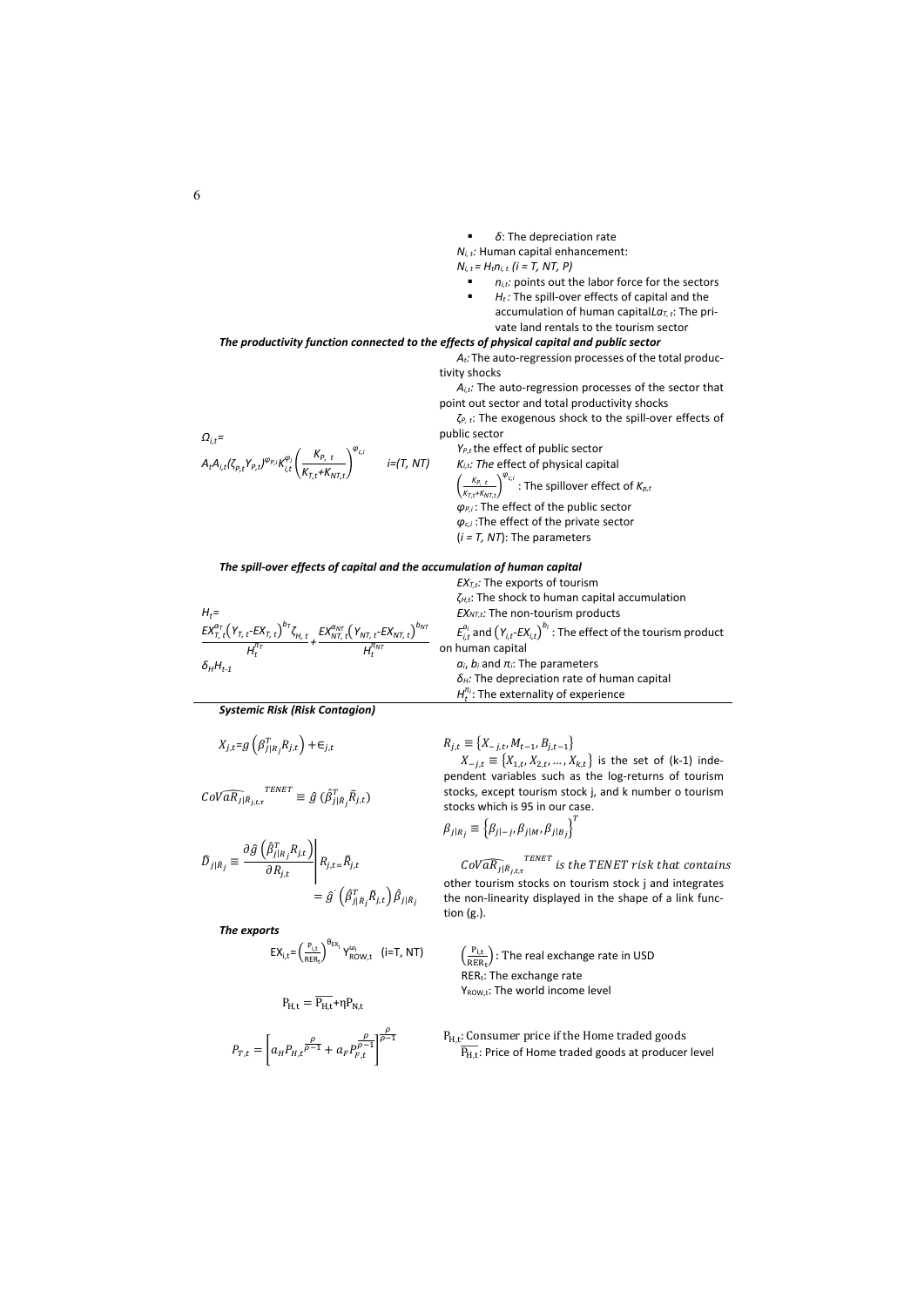- $\delta$: The depreciation rate

$N_{i,t}$: Human capital enhancement:

$N_{i,t} = H_t n_{i,t}$ $(i = T, NT, P)$

- $n_{i,t}$: points out the labor force for the sectors
- $H_t$: The spill-over effects of capital and the accumulation of human capital$La_{T,t}$: The private land rentals to the tourism sector

***The productivity function connected to the effects of physical capital and public sector***

$$\Omega_{i,t}= A_t A_{i,t}(\zeta_{P,t} Y_{P,t})^{\varphi_{P,i}} K_{i,t}^{\varphi_i}\left(\frac{K_{P,t}}{K_{T,t}+K_{NT,t}}\right)^{\varphi_{c,i}} \quad i=(T, NT)$$

$A_t$: The auto-regression processes of the total productivity shocks

$A_{i,t}$: The auto-regression processes of the sector that point out sector and total productivity shocks

$\zeta_{P,t}$: The exogenous shock to the spill-over effects of public sector

$Y_{P,t}$ the effect of public sector

$K_{i,t}$: *The* effect of physical capital

$\left(\frac{K_{P,t}}{K_{T,t}+K_{NT,t}}\right)^{\varphi_{c,i}}$: The spillover effect of $K_{p,t}$

$\varphi_{P,i}$: The effect of the public sector

$\varphi_{c,i}$: The effect of the private sector

$(i = T, NT)$: The parameters

***The spill-over effects of capital and the accumulation of human capital***

$$H_t= \frac{EX_{T,t}^{a_T}\left(Y_{T,t}\text{-}EX_{T,t}\right)^{b_T}\zeta_{H,t}}{H_t^{\pi_T}}+\frac{EX_{NT,t}^{a_{NT}}\left(Y_{NT,t}\text{-}EX_{NT,t}\right)^{b_{NT}}}{H_t^{\pi_{NT}}}$$

$$\delta_H H_{t-1}$$

$EX_{T,t}$: The exports of tourism

$\zeta_{H,t}$: The shock to human capital accumulation

$EX_{NT,t}$: The non-tourism products

$E_{i,t}^{a_i}$ and $\left(Y_{i,t}\text{-}EX_{i,t}\right)^{b_i}$: The effect of the tourism product on human capital

$a_i$, $b_i$ and $\pi_i$: The parameters

$\delta_H$: The depreciation rate of human capital

$H_t^{\pi_i}$: The externality of experience

***Systemic Risk (Risk Contagion)***

$$X_{j,t}=g\left(\beta_{j|R_j}^T R_{j,t}\right)+\epsilon_{j,t}$$

$$\widehat{CoVaR}_{j|\tilde{R}_{j,t,\tau}}^{\;TENET} \equiv \hat{g}\,(\hat{\beta}_{j|R_j}^T \tilde{R}_{j,t})$$

$$\hat{D}_{j|\tilde{R}_j} \equiv \left.\frac{\partial \hat{g}\left(\hat{\beta}_{j|R_j}^T R_{j,t}\right)}{\partial R_{j,t}}\right|_{R_{j,t}=\tilde{R}_{j,t}} = \hat{g}^{'}\left(\hat{\beta}_{j|\tilde{R}_j}^T \tilde{R}_{j,t}\right)\hat{\beta}_{j|\tilde{R}_j}$$

$R_{j,t} \equiv \{X_{-j,t}, M_{t-1}, B_{j,t-1}\}$

$X_{-j,t} \equiv \{X_{1,t}, X_{2,t}, \ldots, X_{k,t}\}$ is the set of (k-1) independent variables such as the log-returns of tourism stocks, except tourism stock j, and k number o tourism stocks which is 95 in our case.

$\beta_{j|R_j} \equiv \left\{\beta_{j|-j}, \beta_{j|M}, \beta_{j|B_j}\right\}^T$

$\widehat{CoVaR}_{j|\tilde{R}_{j,t,\tau}}^{\;TENET}$ *is the TENET risk that contains* other tourism stocks on tourism stock j and integrates the non-linearity displayed in the shape of a link function (g.).

***The exports***

$$EX_{i,t}=\left(\frac{P_{i,t}}{RER_t}\right)^{\theta_{EX_i}} Y_{ROW,t}^{\omega_i} \quad (i=T, NT)$$

$\left(\frac{P_{i,t}}{RER_t}\right)$: The real exchange rate in USD

$RER_t$: The exchange rate

$Y_{ROW,t}$: The world income level

$$P_{H,t} = \overline{P_{H,t}} + \eta P_{N,t}$$

$$P_{T,t} = \left[a_H P_{H,t}^{\frac{\rho}{\rho-1}} + a_F P_{F,t}^{\frac{\rho}{\rho-1}}\right]^{\frac{\rho}{\rho-1}}$$

$P_{H,t}$: Consumer price if the Home traded goods

$\overline{P_{H,t}}$: Price of Home traded goods at producer level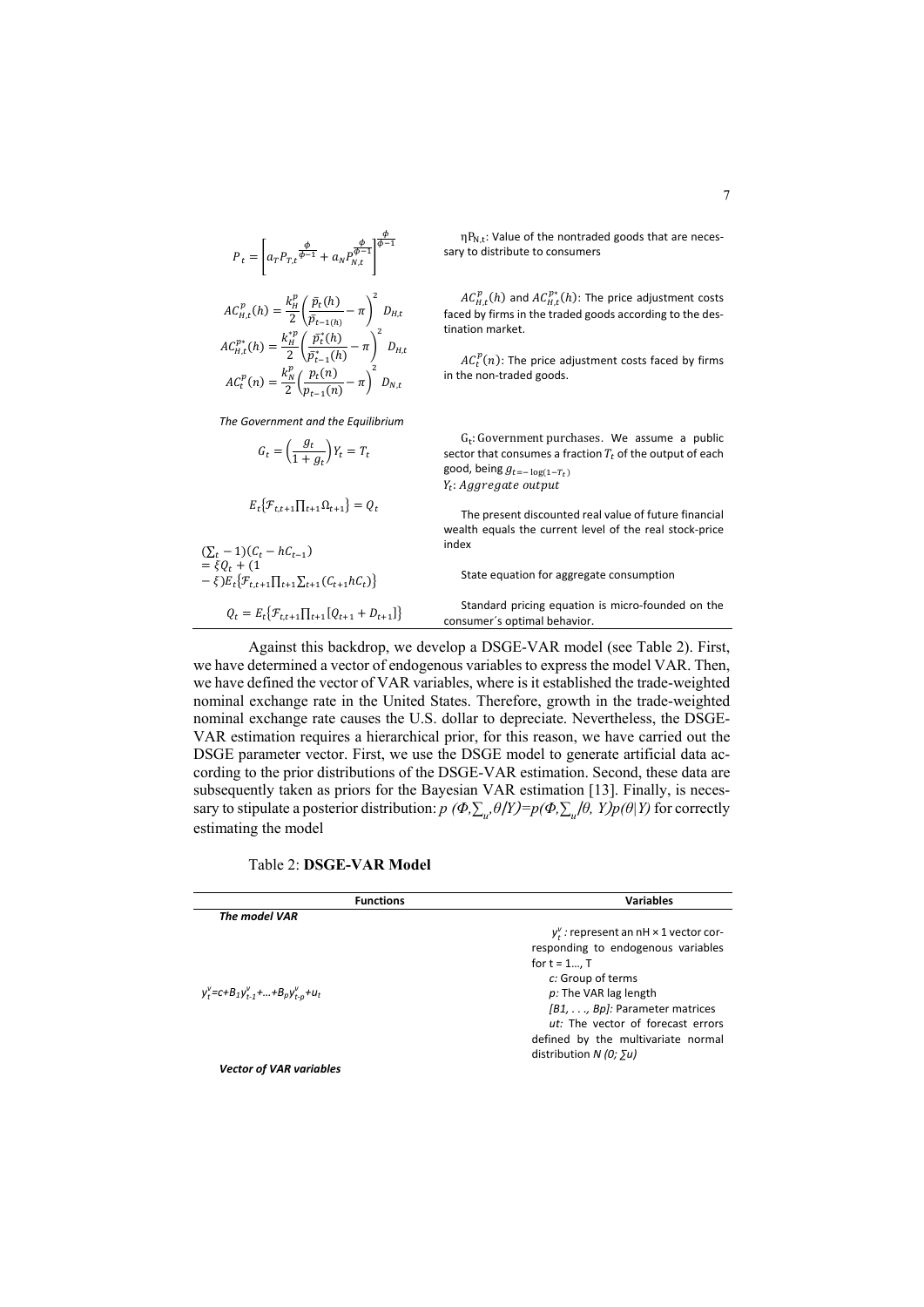| | |
|---|---|
| $$P_t = \left[ a_T P_{T,t}^{\frac{\phi}{\phi-1}} + a_N P_{N,t}^{\frac{\phi}{\phi-1}} \right]^{\frac{\phi}{\phi-1}}$$ | $\eta P_{N,t}$: Value of the nontraded goods that are necessary to distribute to consumers |
| $$AC_{H,t}^{p}(h) = \frac{k_H^p}{2}\left(\frac{\bar{p}_t(h)}{\bar{p}_{t-1(h)}} - \pi\right)^2 D_{H,t}$$ $$AC_{H,t}^{p*}(h) = \frac{k_H^{*p}}{2}\left(\frac{\bar{p}_t^*(h)}{\bar{p}_{t-1}^*(h)} - \pi\right)^2 D_{H,t}$$ $$AC_t^p(n) = \frac{k_N^p}{2}\left(\frac{p_t(n)}{p_{t-1}(n)} - \pi\right)^2 D_{N,t}$$ | $AC_{H,t}^{p}(h)$ and $AC_{H,t}^{p*}(h)$: The price adjustment costs faced by firms in the traded goods according to the destination market. $AC_t^p(n)$: The price adjustment costs faced by firms in the non-traded goods. |
| *The Government and the Equilibrium* | |
| $$G_t = \left(\frac{g_t}{1+g_t}\right) Y_t = T_t$$ | $G_t$: Government purchases. We assume a public sector that consumes a fraction $T_t$ of the output of each good, being $g_{t=-\log(1-T_t)}$ $Y_t$: *Aggregate output* |
| $$E_t\{\mathcal{F}_{t,t+1}\prod_{t+1}\Omega_{t+1}\} = Q_t$$ | The present discounted real value of future financial wealth equals the current level of the real stock-price index |
| $$(\sum_t - 1)(C_t - hC_{t-1}) = \xi Q_t + (1 - \xi)E_t\{\mathcal{F}_{t,t+1}\prod_{t+1}\sum_{t+1}(C_{t+1}hC_t)\}$$ | State equation for aggregate consumption |
| $$Q_t = E_t\{\mathcal{F}_{t,t+1}\prod_{t+1}[Q_{t+1} + D_{t+1}]\}$$ | Standard pricing equation is micro-founded on the consumer´s optimal behavior. |

Against this backdrop, we develop a DSGE-VAR model (see Table 2). First, we have determined a vector of endogenous variables to express the model VAR. Then, we have defined the vector of VAR variables, where is it established the trade-weighted nominal exchange rate in the United States. Therefore, growth in the trade-weighted nominal exchange rate causes the U.S. dollar to depreciate. Nevertheless, the DSGE-VAR estimation requires a hierarchical prior, for this reason, we have carried out the DSGE parameter vector. First, we use the DSGE model to generate artificial data according to the prior distributions of the DSGE-VAR estimation. Second, these data are subsequently taken as priors for the Bayesian VAR estimation [13]. Finally, is necessary to stipulate a posterior distribution: $p(\Phi,\sum_u,\theta/Y)=p(\Phi,\sum_u/\theta, Y)p(\theta|Y)$ for correctly estimating the model

Table 2: **DSGE-VAR Model**

| Functions | Variables |
|---|---|
| *The model VAR* | |
| $y_t^v = c + B_1 y_{t-1}^v + \ldots + B_p y_{t-p}^v + u_t$ | $y_t^v$: represent an nH × 1 vector corresponding to endogenous variables for t = 1…, T <br> *c:* Group of terms <br> *p:* The VAR lag length <br> *[B1, . . ., Bp]:* Parameter matrices <br> *ut:* The vector of forecast errors defined by the multivariate normal distribution *N (0; ∑u)* |
| *Vector of VAR variables* | |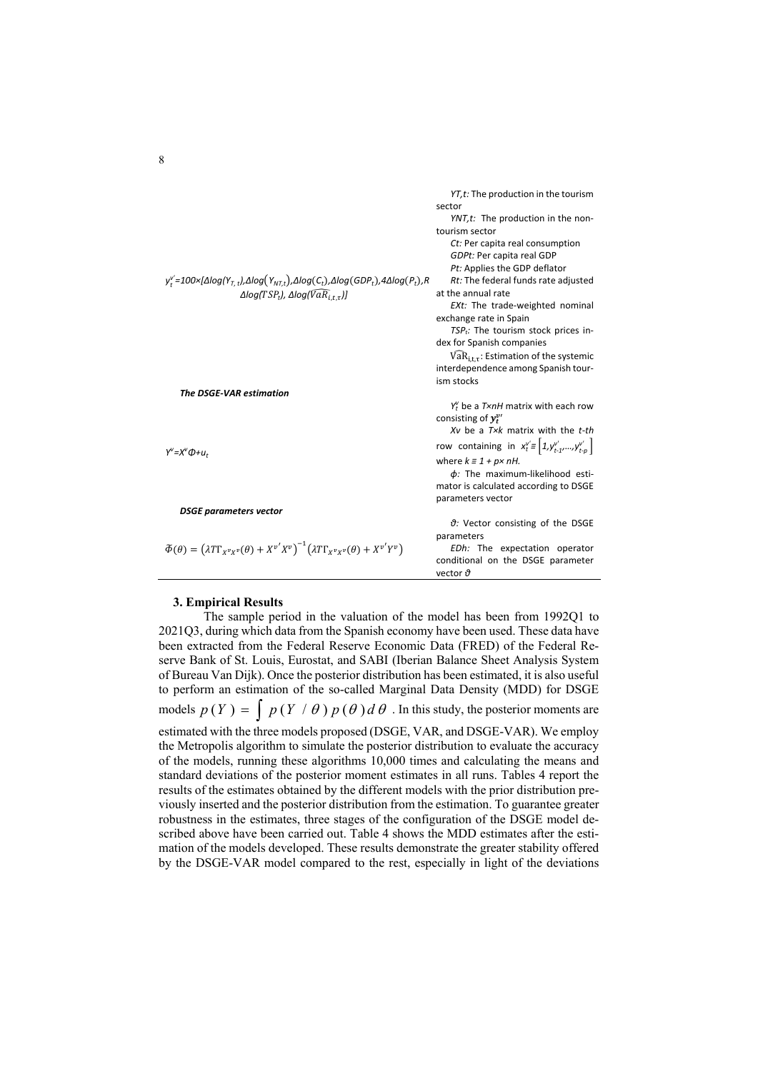| | |
|---|---|
| $y_t^{v'}=100\times[\Delta log(Y_{T,t}),\Delta log(Y_{NT,t}),\Delta log(C_t),\Delta log(GDP_t),4\Delta log(P_t),R$ $\Delta log(TSP_t), \Delta log(\widehat{VaR}_{i,t,\tau})]$ | *YT,t:* The production in the tourism sector<br>*YNT,t:* The production in the non-tourism sector<br>*Ct:* Per capita real consumption<br>*GDPt:* Per capita real GDP<br>*Pt:* Applies the GDP deflator<br>*Rt:* The federal funds rate adjusted at the annual rate<br>*EXt:* The trade-weighted nominal exchange rate in Spain<br>*TSPt:* The tourism stock prices index for Spanish companies<br>$\widehat{VaR}_{i,t,\tau}$: Estimation of the systemic interdependence among Spanish tourism stocks |
| ***The DSGE-VAR estimation*** | |
| $Y^v=X^v\Phi+u_t$ | $Y_t^v$ be a *T×nH* matrix with each row consisting of $\boldsymbol{y}_t^{v'}$<br>*Xv* be a *T×k* matrix with the *t-th* row containing in $x_t^{v'}\equiv\left[1,y_{t-1}^{v'},\dots,y_{t-p}^{v'}\right]$ where $k\equiv 1+p\times nH$.<br>$\phi$: The maximum-likelihood estimator is calculated according to DSGE parameters vector |
| ***DSGE parameters vector*** | |
| $\tilde{\Phi}(\theta)=\left(\lambda T\Gamma_{X^vX^v}(\theta)+X^{v'}X^v\right)^{-1}\left(\lambda T\Gamma_{X^vY^v}(\theta)+X^{v'}Y^v\right)$ | $\vartheta$: Vector consisting of the DSGE parameters<br>*EDh:* The expectation operator conditional on the DSGE parameter vector $\vartheta$ |

## 3. Empirical Results

The sample period in the valuation of the model has been from 1992Q1 to 2021Q3, during which data from the Spanish economy have been used. These data have been extracted from the Federal Reserve Economic Data (FRED) of the Federal Reserve Bank of St. Louis, Eurostat, and SABI (Iberian Balance Sheet Analysis System of Bureau Van Dijk). Once the posterior distribution has been estimated, it is also useful to perform an estimation of the so-called Marginal Data Density (MDD) for DSGE models $p(Y)=\int p(Y/\theta)p(\theta)d\theta$. In this study, the posterior moments are estimated with the three models proposed (DSGE, VAR, and DSGE-VAR). We employ the Metropolis algorithm to simulate the posterior distribution to evaluate the accuracy of the models, running these algorithms 10,000 times and calculating the means and standard deviations of the posterior moment estimates in all runs. Tables 4 report the results of the estimates obtained by the different models with the prior distribution previously inserted and the posterior distribution from the estimation. To guarantee greater robustness in the estimates, three stages of the configuration of the DSGE model described above have been carried out. Table 4 shows the MDD estimates after the estimation of the models developed. These results demonstrate the greater stability offered by the DSGE-VAR model compared to the rest, especially in light of the deviations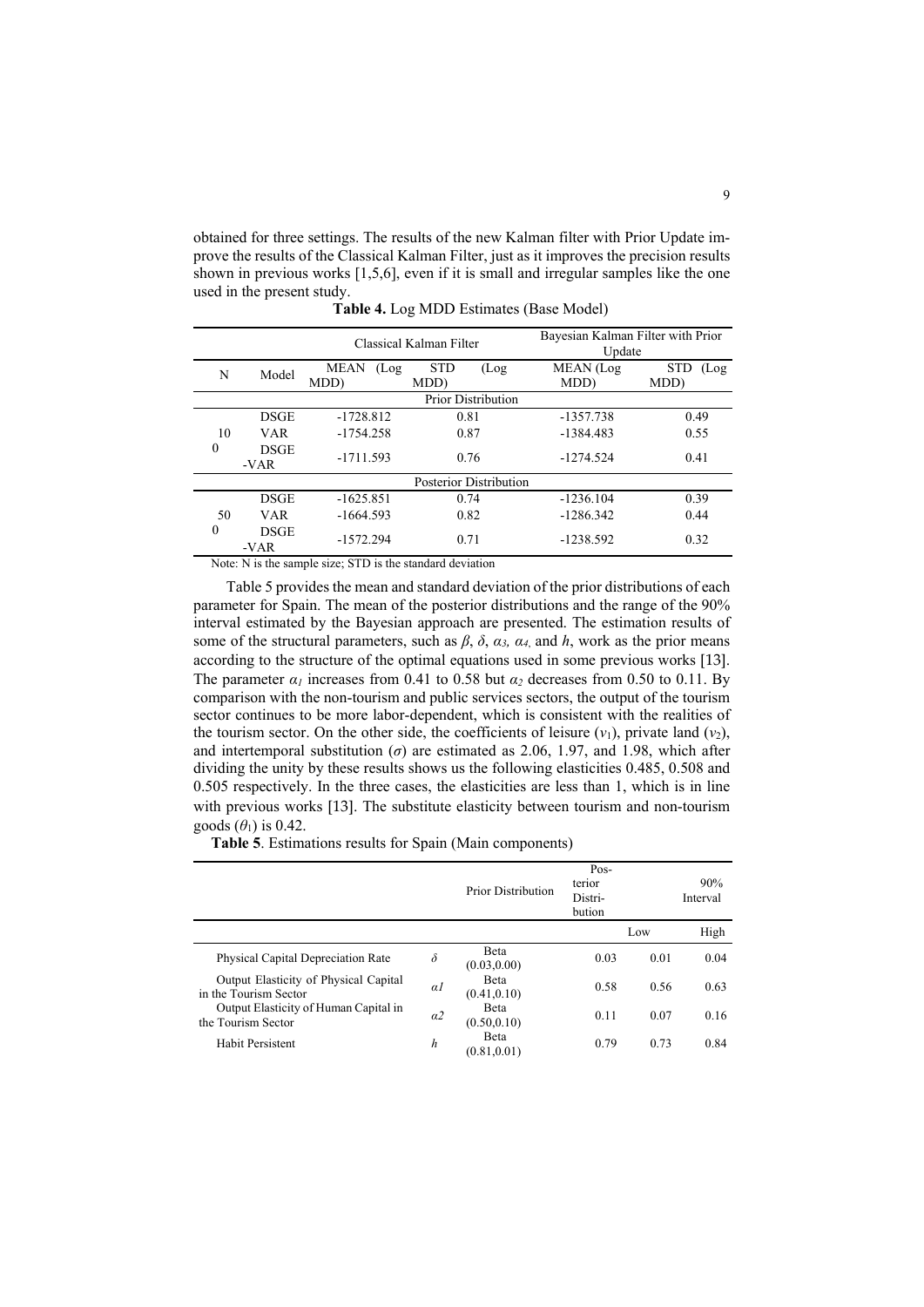obtained for three settings. The results of the new Kalman filter with Prior Update improve the results of the Classical Kalman Filter, just as it improves the precision results shown in previous works [1,5,6], even if it is small and irregular samples like the one used in the present study.

**Table 4.** Log MDD Estimates (Base Model)

| | | Classical Kalman Filter | | Bayesian Kalman Filter with Prior Update | |
|---|---|---|---|---|---|
| N | Model | MEAN (Log MDD) | STD (Log MDD) | MEAN (Log MDD) | STD (Log MDD) |
| | | Prior Distribution | | | |
| 100 | DSGE | -1728.812 | 0.81 | -1357.738 | 0.49 |
| | VAR | -1754.258 | 0.87 | -1384.483 | 0.55 |
| | DSGE-VAR | -1711.593 | 0.76 | -1274.524 | 0.41 |
| | | Posterior Distribution | | | |
| 500 | DSGE | -1625.851 | 0.74 | -1236.104 | 0.39 |
| | VAR | -1664.593 | 0.82 | -1286.342 | 0.44 |
| | DSGE-VAR | -1572.294 | 0.71 | -1238.592 | 0.32 |

Note: N is the sample size; STD is the standard deviation

Table 5 provides the mean and standard deviation of the prior distributions of each parameter for Spain. The mean of the posterior distributions and the range of the 90% interval estimated by the Bayesian approach are presented. The estimation results of some of the structural parameters, such as $\beta$, $\delta$, $\alpha_3$, $\alpha_4$, and $h$, work as the prior means according to the structure of the optimal equations used in some previous works [13]. The parameter $\alpha_1$ increases from 0.41 to 0.58 but $\alpha_2$ decreases from 0.50 to 0.11. By comparison with the non-tourism and public services sectors, the output of the tourism sector continues to be more labor-dependent, which is consistent with the realities of the tourism sector. On the other side, the coefficients of leisure ($v_1$), private land ($v_2$), and intertemporal substitution ($\sigma$) are estimated as 2.06, 1.97, and 1.98, which after dividing the unity by these results shows us the following elasticities 0.485, 0.508 and 0.505 respectively. In the three cases, the elasticities are less than 1, which is in line with previous works [13]. The substitute elasticity between tourism and non-tourism goods ($\theta_1$) is 0.42.

**Table 5**. Estimations results for Spain (Main components)

| | | Prior Distribution | Posterior Distribution | 90% Interval | |
|---|---|---|---|---|---|
| | | | | Low | High |
| Physical Capital Depreciation Rate | $\delta$ | Beta (0.03,0.00) | 0.03 | 0.01 | 0.04 |
| Output Elasticity of Physical Capital in the Tourism Sector | $\alpha 1$ | Beta (0.41,0.10) | 0.58 | 0.56 | 0.63 |
| Output Elasticity of Human Capital in the Tourism Sector | $\alpha 2$ | Beta (0.50,0.10) | 0.11 | 0.07 | 0.16 |
| Habit Persistent | $h$ | Beta (0.81,0.01) | 0.79 | 0.73 | 0.84 |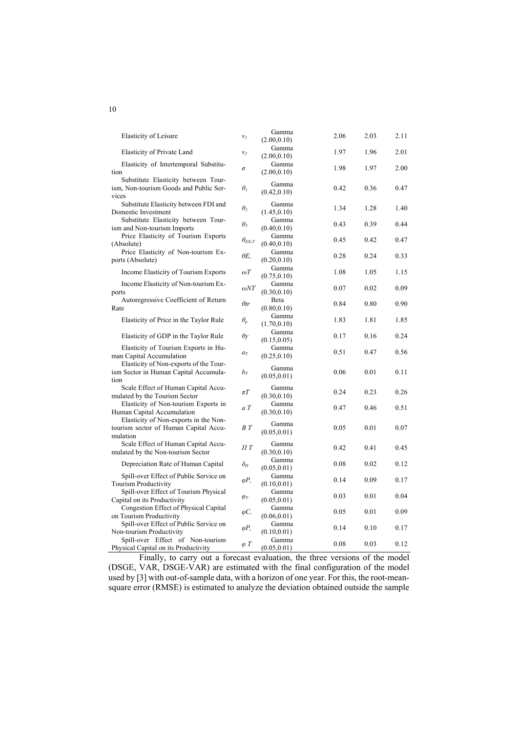| | | | | | |
|---|---|---|---|---|---|
| Elasticity of Leisure | $v_1$ | Gamma (2.00,0.10) | 2.06 | 2.03 | 2.11 |
| Elasticity of Private Land | $v_2$ | Gamma (2.00,0.10) | 1.97 | 1.96 | 2.01 |
| Elasticity of Intertemporal Substitution | $\sigma$ | Gamma (2.00,0.10) | 1.98 | 1.97 | 2.00 |
| Substitute Elasticity between Tourism, Non-tourism Goods and Public Services | $\theta_1$ | Gamma (0.42,0.10) | 0.42 | 0.36 | 0.47 |
| Substitute Elasticity between FDI and Domestic Investment | $\theta_2$ | Gamma (1.45,0.10) | 1.34 | 1.28 | 1.40 |
| Substitute Elasticity between Tourism and Non-tourism Imports | $\theta_3$ | Gamma (0.40,0.10) | 0.43 | 0.39 | 0.44 |
| Price Elasticity of Tourism Exports (Absolute) | $\theta_{EX,T}$ | Gamma (0.40,0.10) | 0.45 | 0.42 | 0.47 |
| Price Elasticity of Non-tourism Exports (Absolute) | $\theta E,$ | Gamma (0.20,0.10) | 0.28 | 0.24 | 0.33 |
| Income Elasticity of Tourism Exports | $\omega T$ | Gamma (0.75,0.10) | 1.08 | 1.05 | 1.15 |
| Income Elasticity of Non-tourism Exports | $\omega NT$ | Gamma (0.30,0.10) | 0.07 | 0.02 | 0.09 |
| Autoregressive Coefficient of Return Rate | $\theta tr$ | Beta (0.80,0.10) | 0.84 | 0.80 | 0.90 |
| Elasticity of Price in the Taylor Rule | $\theta_p$ | Gamma (1.70,0.10) | 1.83 | 1.81 | 1.85 |
| Elasticity of GDP in the Taylor Rule | $\theta y$ | Gamma (0.15,0.05) | 0.17 | 0.16 | 0.24 |
| Elasticity of Tourism Exports in Human Capital Accumulation | $a_T$ | Gamma (0.25,0.10) | 0.51 | 0.47 | 0.56 |
| Elasticity of Non-exports of the Tourism Sector in Human Capital Accumulation | $b_T$ | Gamma (0.05,0.01) | 0.06 | 0.01 | 0.11 |
| Scale Effect of Human Capital Accumulated by the Tourism Sector | $\pi T$ | Gamma (0.30,0.10) | 0.24 | 0.23 | 0.26 |
| Elasticity of Non-tourism Exports in Human Capital Accumulation | $a\ T$ | Gamma (0.30,0.10) | 0.47 | 0.46 | 0.51 |
| Elasticity of Non-exports in the Non-tourism sector of Human Capital Accumulation | $B\ T$ | Gamma (0.05,0.01) | 0.05 | 0.01 | 0.07 |
| Scale Effect of Human Capital Accumulated by the Non-tourism Sector | $\Pi\ T$ | Gamma (0.30,0.10) | 0.42 | 0.41 | 0.45 |
| Depreciation Rate of Human Capital | $\delta_H$ | Gamma (0.05,0.01) | 0.08 | 0.02 | 0.12 |
| Spill-over Effect of Public Service on Tourism Productivity | $\varphi P,$ | Gamma (0.10,0.01) | 0.14 | 0.09 | 0.17 |
| Spill-over Effect of Tourism Physical Capital on its Productivity | $\varphi_T$ | Gamma (0.05,0.01) | 0.03 | 0.01 | 0.04 |
| Congestion Effect of Physical Capital on Tourism Productivity | $\varphi C,$ | Gamma (0.06,0.01) | 0.05 | 0.01 | 0.09 |
| Spill-over Effect of Public Service on Non-tourism Productivity | $\varphi P,$ | Gamma (0.10,0.01) | 0.14 | 0.10 | 0.17 |
| Spill-over Effect of Non-tourism Physical Capital on its Productivity | $\varphi\ T$ | Gamma (0.05,0.01) | 0.08 | 0.03 | 0.12 |

Finally, to carry out a forecast evaluation, the three versions of the model (DSGE, VAR, DSGE-VAR) are estimated with the final configuration of the model used by [3] with out-of-sample data, with a horizon of one year. For this, the root-mean-square error (RMSE) is estimated to analyze the deviation obtained outside the sample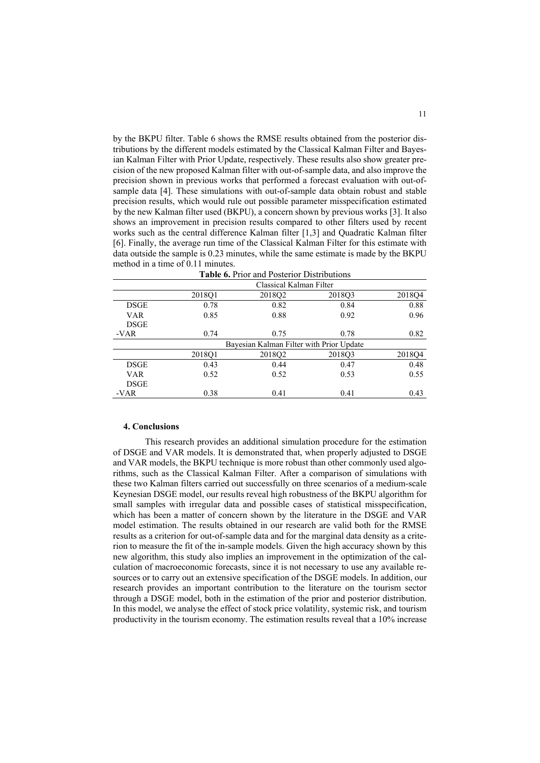by the BKPU filter. Table 6 shows the RMSE results obtained from the posterior distributions by the different models estimated by the Classical Kalman Filter and Bayesian Kalman Filter with Prior Update, respectively. These results also show greater precision of the new proposed Kalman filter with out-of-sample data, and also improve the precision shown in previous works that performed a forecast evaluation with out-of-sample data [4]. These simulations with out-of-sample data obtain robust and stable precision results, which would rule out possible parameter misspecification estimated by the new Kalman filter used (BKPU), a concern shown by previous works [3]. It also shows an improvement in precision results compared to other filters used by recent works such as the central difference Kalman filter [1,3] and Quadratic Kalman filter [6]. Finally, the average run time of the Classical Kalman Filter for this estimate with data outside the sample is 0.23 minutes, while the same estimate is made by the BKPU method in a time of 0.11 minutes.

**Table 6.** Prior and Posterior Distributions

| | Classical Kalman Filter | | | |
|---|---|---|---|---|
| | 2018Q1 | 2018Q2 | 2018Q3 | 2018Q4 |
| DSGE | 0.78 | 0.82 | 0.84 | 0.88 |
| VAR | 0.85 | 0.88 | 0.92 | 0.96 |
| DSGE -VAR | 0.74 | 0.75 | 0.78 | 0.82 |
| | Bayesian Kalman Filter with Prior Update | | | |
| | 2018Q1 | 2018Q2 | 2018Q3 | 2018Q4 |
| DSGE | 0.43 | 0.44 | 0.47 | 0.48 |
| VAR | 0.52 | 0.52 | 0.53 | 0.55 |
| DSGE -VAR | 0.38 | 0.41 | 0.41 | 0.43 |

## 4. Conclusions

This research provides an additional simulation procedure for the estimation of DSGE and VAR models. It is demonstrated that, when properly adjusted to DSGE and VAR models, the BKPU technique is more robust than other commonly used algorithms, such as the Classical Kalman Filter. After a comparison of simulations with these two Kalman filters carried out successfully on three scenarios of a medium-scale Keynesian DSGE model, our results reveal high robustness of the BKPU algorithm for small samples with irregular data and possible cases of statistical misspecification, which has been a matter of concern shown by the literature in the DSGE and VAR model estimation. The results obtained in our research are valid both for the RMSE results as a criterion for out-of-sample data and for the marginal data density as a criterion to measure the fit of the in-sample models. Given the high accuracy shown by this new algorithm, this study also implies an improvement in the optimization of the calculation of macroeconomic forecasts, since it is not necessary to use any available resources or to carry out an extensive specification of the DSGE models. In addition, our research provides an important contribution to the literature on the tourism sector through a DSGE model, both in the estimation of the prior and posterior distribution. In this model, we analyse the effect of stock price volatility, systemic risk, and tourism productivity in the tourism economy. The estimation results reveal that a 10% increase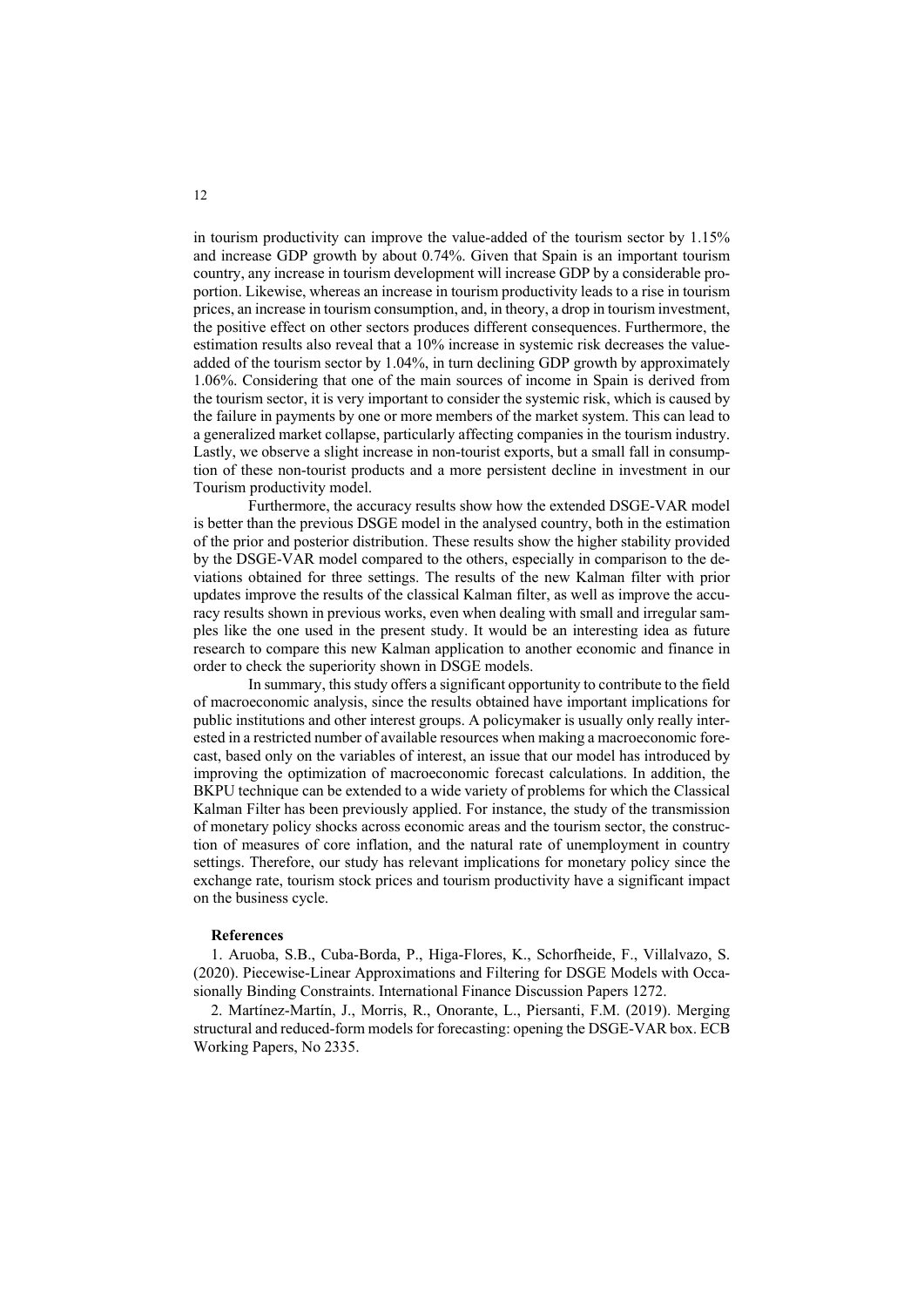in tourism productivity can improve the value-added of the tourism sector by 1.15% and increase GDP growth by about 0.74%. Given that Spain is an important tourism country, any increase in tourism development will increase GDP by a considerable proportion. Likewise, whereas an increase in tourism productivity leads to a rise in tourism prices, an increase in tourism consumption, and, in theory, a drop in tourism investment, the positive effect on other sectors produces different consequences. Furthermore, the estimation results also reveal that a 10% increase in systemic risk decreases the value-added of the tourism sector by 1.04%, in turn declining GDP growth by approximately 1.06%. Considering that one of the main sources of income in Spain is derived from the tourism sector, it is very important to consider the systemic risk, which is caused by the failure in payments by one or more members of the market system. This can lead to a generalized market collapse, particularly affecting companies in the tourism industry. Lastly, we observe a slight increase in non-tourist exports, but a small fall in consumption of these non-tourist products and a more persistent decline in investment in our Tourism productivity model.

Furthermore, the accuracy results show how the extended DSGE-VAR model is better than the previous DSGE model in the analysed country, both in the estimation of the prior and posterior distribution. These results show the higher stability provided by the DSGE-VAR model compared to the others, especially in comparison to the deviations obtained for three settings. The results of the new Kalman filter with prior updates improve the results of the classical Kalman filter, as well as improve the accuracy results shown in previous works, even when dealing with small and irregular samples like the one used in the present study. It would be an interesting idea as future research to compare this new Kalman application to another economic and finance in order to check the superiority shown in DSGE models.

In summary, this study offers a significant opportunity to contribute to the field of macroeconomic analysis, since the results obtained have important implications for public institutions and other interest groups. A policymaker is usually only really interested in a restricted number of available resources when making a macroeconomic forecast, based only on the variables of interest, an issue that our model has introduced by improving the optimization of macroeconomic forecast calculations. In addition, the BKPU technique can be extended to a wide variety of problems for which the Classical Kalman Filter has been previously applied. For instance, the study of the transmission of monetary policy shocks across economic areas and the tourism sector, the construction of measures of core inflation, and the natural rate of unemployment in country settings. Therefore, our study has relevant implications for monetary policy since the exchange rate, tourism stock prices and tourism productivity have a significant impact on the business cycle.

**References**

1. Aruoba, S.B., Cuba-Borda, P., Higa-Flores, K., Schorfheide, F., Villalvazo, S. (2020). Piecewise-Linear Approximations and Filtering for DSGE Models with Occasionally Binding Constraints. International Finance Discussion Papers 1272.

2. Martínez-Martín, J., Morris, R., Onorante, L., Piersanti, F.M. (2019). Merging structural and reduced-form models for forecasting: opening the DSGE-VAR box. ECB Working Papers, No 2335.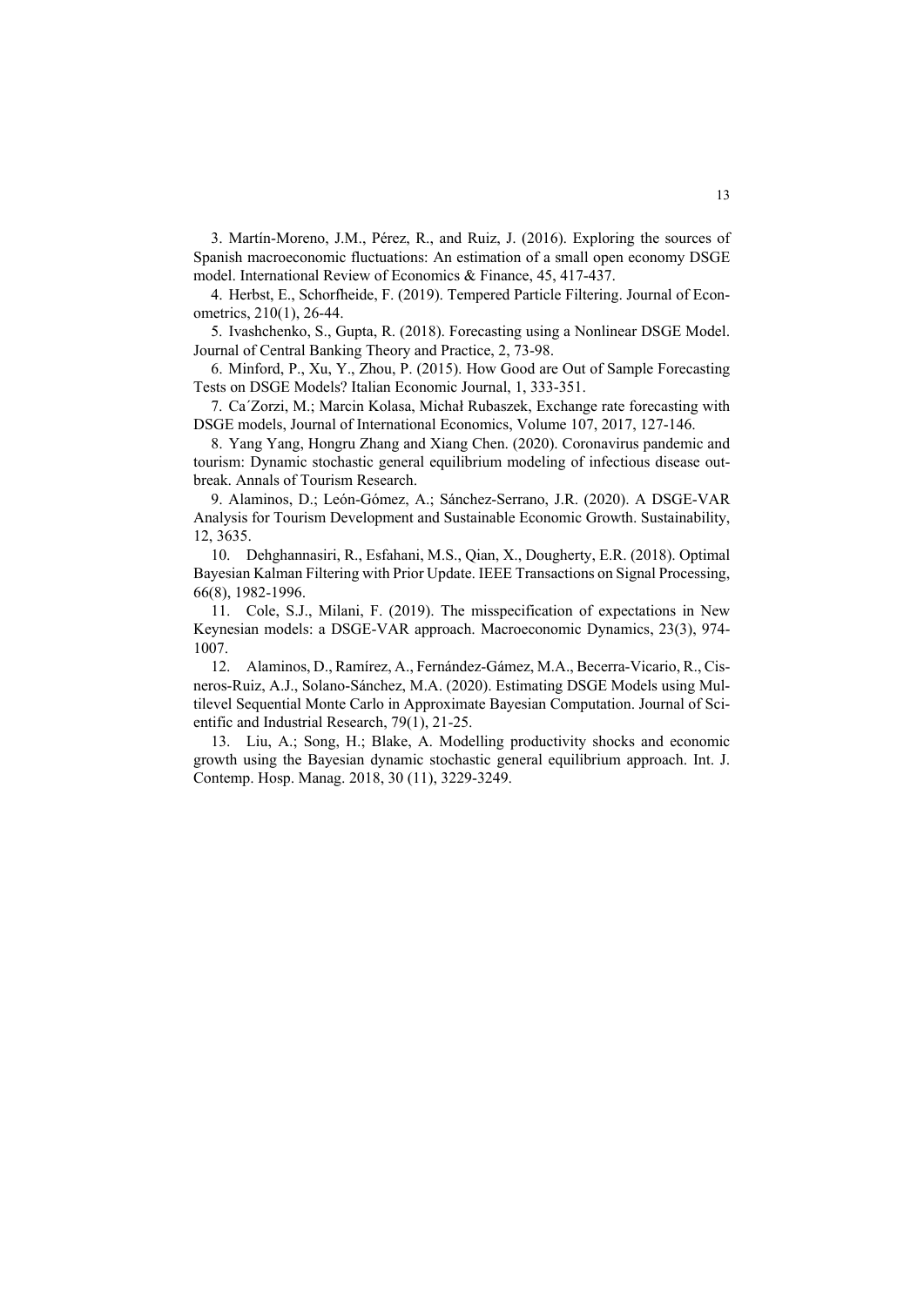3. Martín-Moreno, J.M., Pérez, R., and Ruiz, J. (2016). Exploring the sources of Spanish macroeconomic fluctuations: An estimation of a small open economy DSGE model. International Review of Economics & Finance, 45, 417-437.

4. Herbst, E., Schorfheide, F. (2019). Tempered Particle Filtering. Journal of Econometrics, 210(1), 26-44.

5. Ivashchenko, S., Gupta, R. (2018). Forecasting using a Nonlinear DSGE Model. Journal of Central Banking Theory and Practice, 2, 73-98.

6. Minford, P., Xu, Y., Zhou, P. (2015). How Good are Out of Sample Forecasting Tests on DSGE Models? Italian Economic Journal, 1, 333-351.

7. Ca´Zorzi, M.; Marcin Kolasa, Michał Rubaszek, Exchange rate forecasting with DSGE models, Journal of International Economics, Volume 107, 2017, 127-146.

8. Yang Yang, Hongru Zhang and Xiang Chen. (2020). Coronavirus pandemic and tourism: Dynamic stochastic general equilibrium modeling of infectious disease outbreak. Annals of Tourism Research.

9. Alaminos, D.; León-Gómez, A.; Sánchez-Serrano, J.R. (2020). A DSGE-VAR Analysis for Tourism Development and Sustainable Economic Growth. Sustainability, 12, 3635.

10. Dehghannasiri, R., Esfahani, M.S., Qian, X., Dougherty, E.R. (2018). Optimal Bayesian Kalman Filtering with Prior Update. IEEE Transactions on Signal Processing, 66(8), 1982-1996.

11. Cole, S.J., Milani, F. (2019). The misspecification of expectations in New Keynesian models: a DSGE-VAR approach. Macroeconomic Dynamics, 23(3), 974-1007.

12. Alaminos, D., Ramírez, A., Fernández-Gámez, M.A., Becerra-Vicario, R., Cisneros-Ruiz, A.J., Solano-Sánchez, M.A. (2020). Estimating DSGE Models using Multilevel Sequential Monte Carlo in Approximate Bayesian Computation. Journal of Scientific and Industrial Research, 79(1), 21-25.

13. Liu, A.; Song, H.; Blake, A. Modelling productivity shocks and economic growth using the Bayesian dynamic stochastic general equilibrium approach. Int. J. Contemp. Hosp. Manag. 2018, 30 (11), 3229-3249.